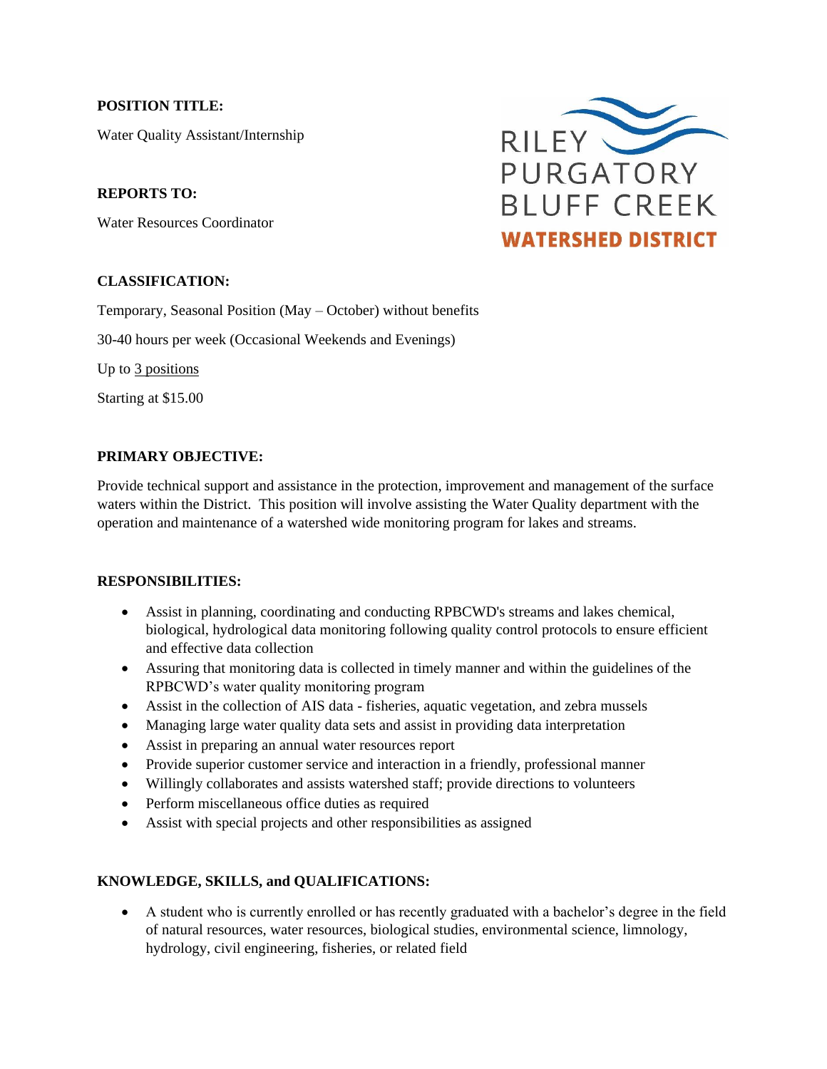**POSITION TITLE:**

Water Quality Assistant/Internship

RILEY PURGATORY BLUFF CREEK **WATERSHED DISTRICT**

**REPORTS TO:**

Water Resources Coordinator

**CLASSIFICATION:**

Temporary, Seasonal Position (May – October) without benefits

30-40 hours per week (Occasional Weekends and Evenings)

Up to 3 positions

Starting at $15.00

**PRIMARY OBJECTIVE:**

Provide technical support and assistance in the protection, improvement and management of the surface waters within the District. This position will involve assisting the Water Quality department with the operation and maintenance of a watershed wide monitoring program for lakes and streams.

**RESPONSIBILITIES:**

- Assist in planning, coordinating and conducting RPBCWD's streams and lakes chemical, biological, hydrological data monitoring following quality control protocols to ensure efficient and effective data collection
- Assuring that monitoring data is collected in timely manner and within the guidelines of the RPBCWD's water quality monitoring program
- Assist in the collection of AIS data - fisheries, aquatic vegetation, and zebra mussels
- Managing large water quality data sets and assist in providing data interpretation
- Assist in preparing an annual water resources report
- Provide superior customer service and interaction in a friendly, professional manner
- Willingly collaborates and assists watershed staff; provide directions to volunteers
- Perform miscellaneous office duties as required
- Assist with special projects and other responsibilities as assigned

**KNOWLEDGE, SKILLS, and QUALIFICATIONS:**

- A student who is currently enrolled or has recently graduated with a bachelor's degree in the field of natural resources, water resources, biological studies, environmental science, limnology, hydrology, civil engineering, fisheries, or related field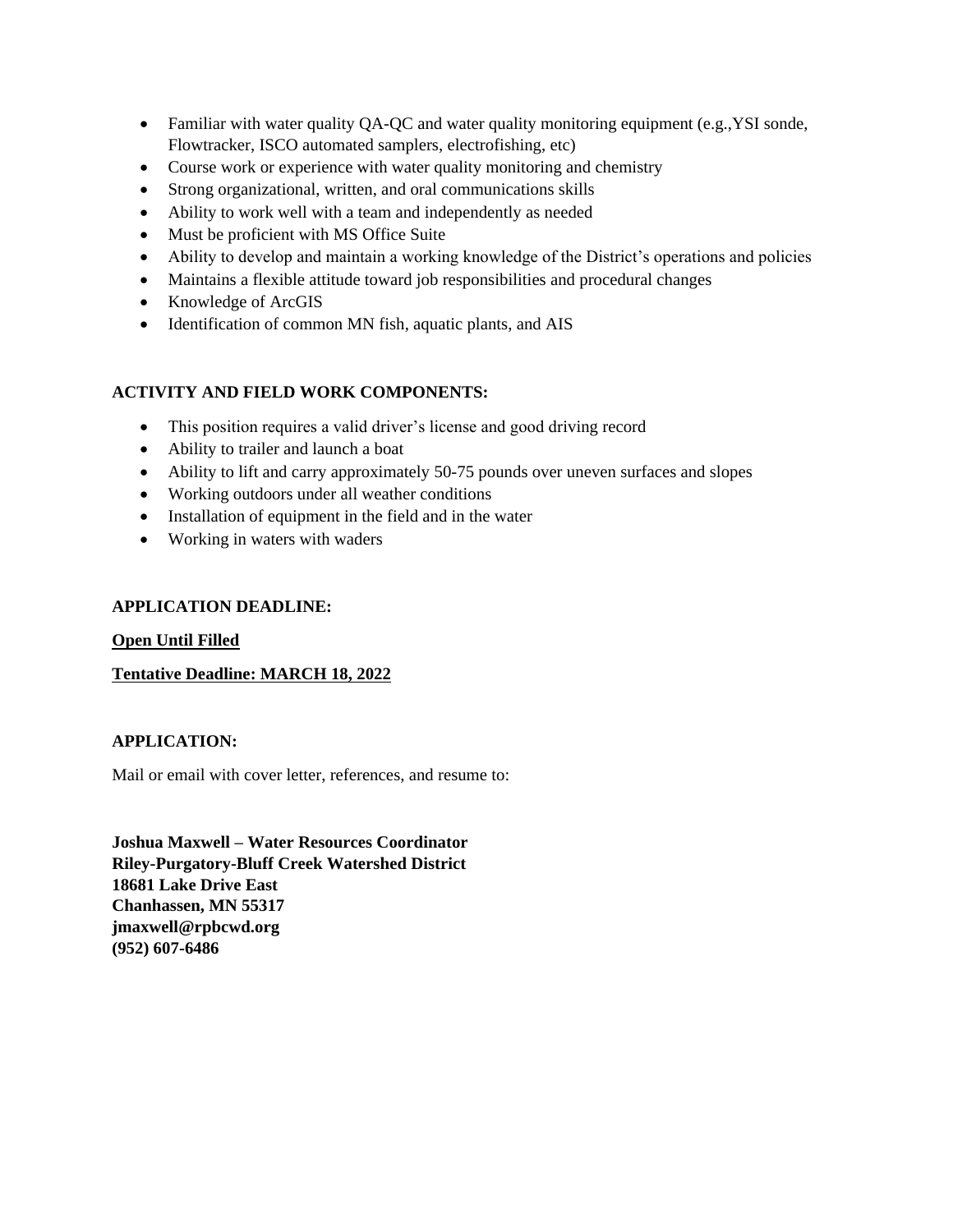- Familiar with water quality QA-QC and water quality monitoring equipment (e.g.,YSI sonde, Flowtracker, ISCO automated samplers, electrofishing, etc)
- Course work or experience with water quality monitoring and chemistry
- Strong organizational, written, and oral communications skills
- Ability to work well with a team and independently as needed
- Must be proficient with MS Office Suite
- Ability to develop and maintain a working knowledge of the District's operations and policies
- Maintains a flexible attitude toward job responsibilities and procedural changes
- Knowledge of ArcGIS
- Identification of common MN fish, aquatic plants, and AIS

**ACTIVITY AND FIELD WORK COMPONENTS:**

- This position requires a valid driver's license and good driving record
- Ability to trailer and launch a boat
- Ability to lift and carry approximately 50-75 pounds over uneven surfaces and slopes
- Working outdoors under all weather conditions
- Installation of equipment in the field and in the water
- Working in waters with waders

**APPLICATION DEADLINE:**

**Open Until Filled**

**Tentative Deadline: MARCH 18, 2022**

**APPLICATION:**

Mail or email with cover letter, references, and resume to:

**Joshua Maxwell – Water Resources Coordinator**
**Riley-Purgatory-Bluff Creek Watershed District**
**18681 Lake Drive East**
**Chanhassen, MN 55317**
**jmaxwell@rpbcwd.org**
**(952) 607-6486**